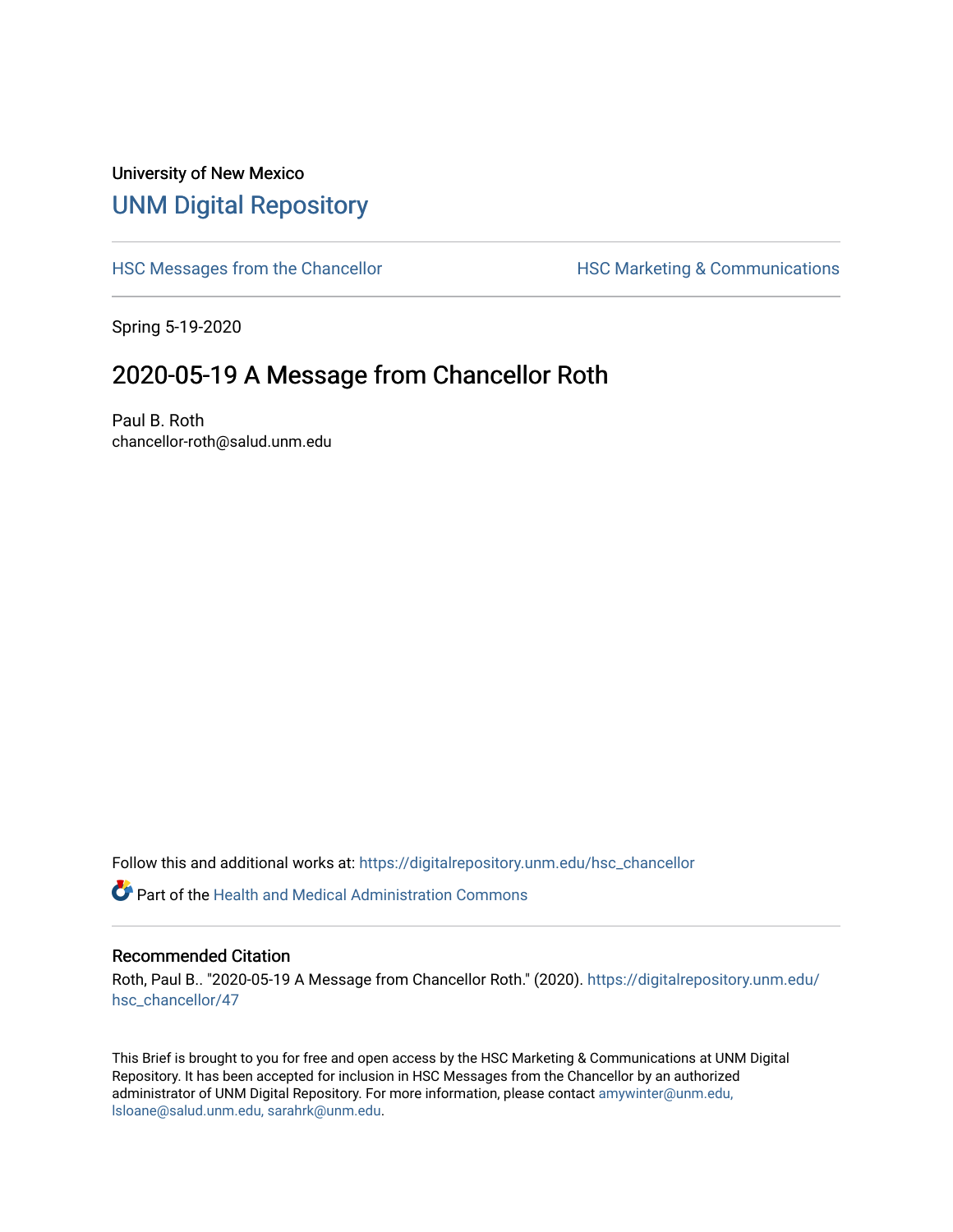University of New Mexico

# UNM Digital Repository

HSC Messages from the Chancellor

HSC Marketing & Communications

Spring 5-19-2020

## 2020-05-19 A Message from Chancellor Roth

Paul B. Roth
chancellor-roth@salud.unm.edu

Follow this and additional works at: https://digitalrepository.unm.edu/hsc_chancellor

Part of the Health and Medical Administration Commons

### Recommended Citation

Roth, Paul B.. "2020-05-19 A Message from Chancellor Roth." (2020). https://digitalrepository.unm.edu/hsc_chancellor/47

This Brief is brought to you for free and open access by the HSC Marketing & Communications at UNM Digital Repository. It has been accepted for inclusion in HSC Messages from the Chancellor by an authorized administrator of UNM Digital Repository. For more information, please contact amywinter@unm.edu, lsloane@salud.unm.edu, sarahrk@unm.edu.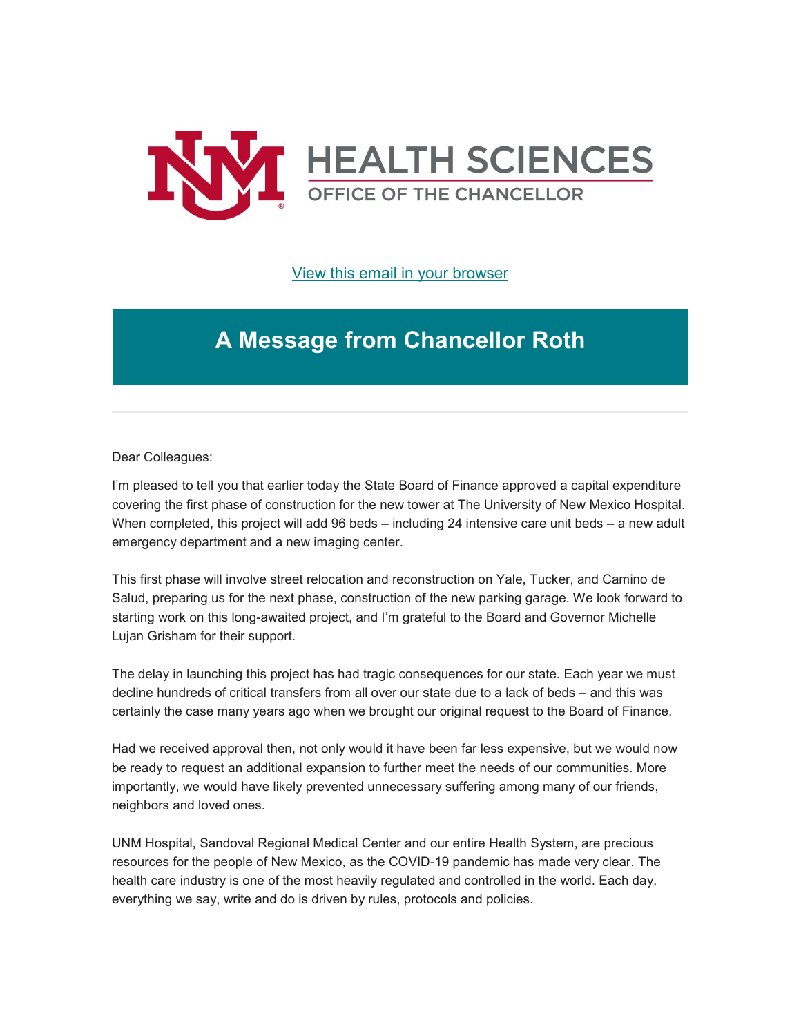HEALTH SCIENCES

OFFICE OF THE CHANCELLOR

[View this email in your browser]

# A Message from Chancellor Roth

Dear Colleagues:

I'm pleased to tell you that earlier today the State Board of Finance approved a capital expenditure covering the first phase of construction for the new tower at The University of New Mexico Hospital. When completed, this project will add 96 beds – including 24 intensive care unit beds – a new adult emergency department and a new imaging center.

This first phase will involve street relocation and reconstruction on Yale, Tucker, and Camino de Salud, preparing us for the next phase, construction of the new parking garage. We look forward to starting work on this long-awaited project, and I'm grateful to the Board and Governor Michelle Lujan Grisham for their support.

The delay in launching this project has had tragic consequences for our state. Each year we must decline hundreds of critical transfers from all over our state due to a lack of beds – and this was certainly the case many years ago when we brought our original request to the Board of Finance.

Had we received approval then, not only would it have been far less expensive, but we would now be ready to request an additional expansion to further meet the needs of our communities. More importantly, we would have likely prevented unnecessary suffering among many of our friends, neighbors and loved ones.

UNM Hospital, Sandoval Regional Medical Center and our entire Health System, are precious resources for the people of New Mexico, as the COVID-19 pandemic has made very clear. The health care industry is one of the most heavily regulated and controlled in the world. Each day, everything we say, write and do is driven by rules, protocols and policies.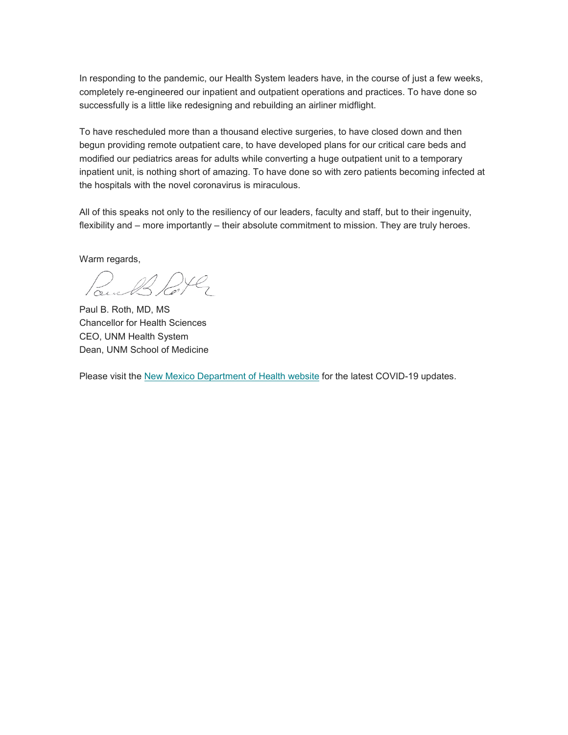In responding to the pandemic, our Health System leaders have, in the course of just a few weeks, completely re-engineered our inpatient and outpatient operations and practices. To have done so successfully is a little like redesigning and rebuilding an airliner midflight.

To have rescheduled more than a thousand elective surgeries, to have closed down and then begun providing remote outpatient care, to have developed plans for our critical care beds and modified our pediatrics areas for adults while converting a huge outpatient unit to a temporary inpatient unit, is nothing short of amazing. To have done so with zero patients becoming infected at the hospitals with the novel coronavirus is miraculous.

All of this speaks not only to the resiliency of our leaders, faculty and staff, but to their ingenuity, flexibility and – more importantly – their absolute commitment to mission. They are truly heroes.

Warm regards,

Paul B. Roth, MD, MS
Chancellor for Health Sciences
CEO, UNM Health System
Dean, UNM School of Medicine

Please visit the New Mexico Department of Health website for the latest COVID-19 updates.